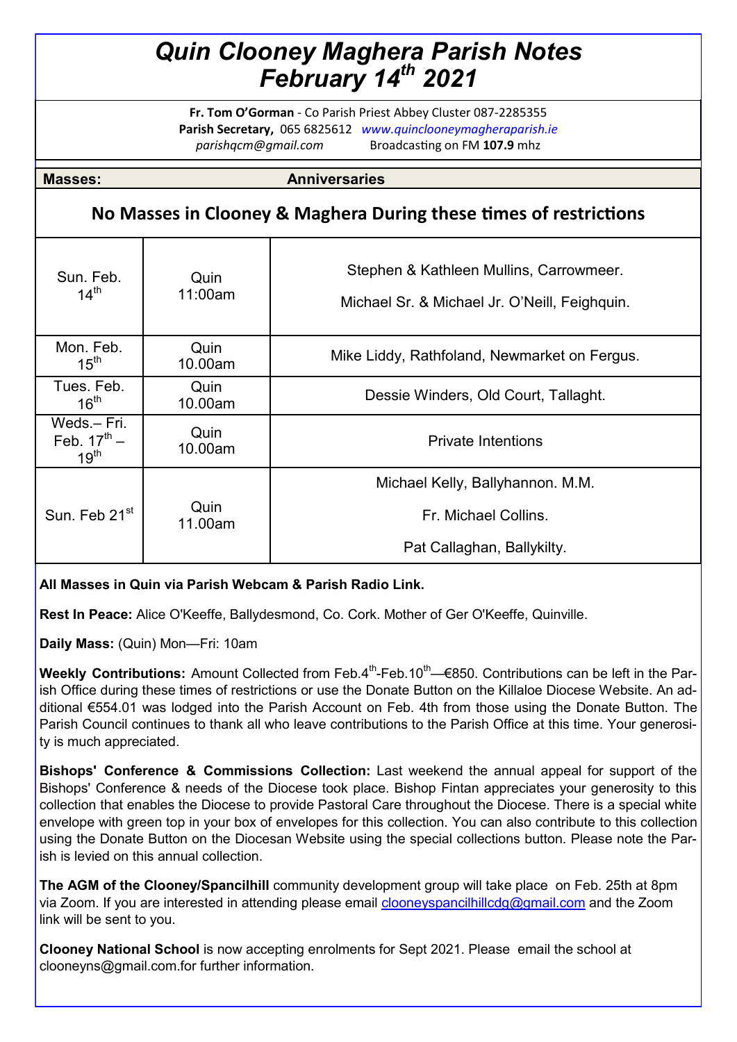# *Quin Clooney Maghera Parish Notes*
# *February 14th 2021*

**Fr. Tom O'Gorman** - Co Parish Priest Abbey Cluster 087-2285355
**Parish Secretary,** 065 6825612 *www.quinclooneymagheraparish.ie*
*parishqcm@gmail.com* Broadcasting on FM **107.9** mhz

| **Masses:** | | **Anniversaries** |
|---|---|---|
| **No Masses in Clooney & Maghera During these times of restrictions** | | |
| Sun. Feb. 14th | Quin 11:00am | Stephen & Kathleen Mullins, Carrowmeer. Michael Sr. & Michael Jr. O'Neill, Feighquin. |
| Mon. Feb. 15th | Quin 10.00am | Mike Liddy, Rathfoland, Newmarket on Fergus. |
| Tues. Feb. 16th | Quin 10.00am | Dessie Winders, Old Court, Tallaght. |
| Weds.– Fri. Feb. 17th – 19th | Quin 10.00am | Private Intentions |
| Sun. Feb 21st | Quin 11.00am | Michael Kelly, Ballyhannon. M.M. Fr. Michael Collins. Pat Callaghan, Ballykilty. |

**All Masses in Quin via Parish Webcam & Parish Radio Link.**

**Rest In Peace:** Alice O'Keeffe, Ballydesmond, Co. Cork. Mother of Ger O'Keeffe, Quinville.

**Daily Mass:** (Quin) Mon—Fri: 10am

**Weekly Contributions:** Amount Collected from Feb.4th-Feb.10th—€850. Contributions can be left in the Parish Office during these times of restrictions or use the Donate Button on the Killaloe Diocese Website. An additional €554.01 was lodged into the Parish Account on Feb. 4th from those using the Donate Button. The Parish Council continues to thank all who leave contributions to the Parish Office at this time. Your generosity is much appreciated.

**Bishops' Conference & Commissions Collection:** Last weekend the annual appeal for support of the Bishops' Conference & needs of the Diocese took place. Bishop Fintan appreciates your generosity to this collection that enables the Diocese to provide Pastoral Care throughout the Diocese. There is a special white envelope with green top in your box of envelopes for this collection. You can also contribute to this collection using the Donate Button on the Diocesan Website using the special collections button. Please note the Parish is levied on this annual collection.

**The AGM of the Clooney/Spancilhill** community development group will take place on Feb. 25th at 8pm via Zoom. If you are interested in attending please email clooneyspancilhillcdg@gmail.com and the Zoom link will be sent to you.

**Clooney National School** is now accepting enrolments for Sept 2021. Please email the school at clooneyns@gmail.com.for further information.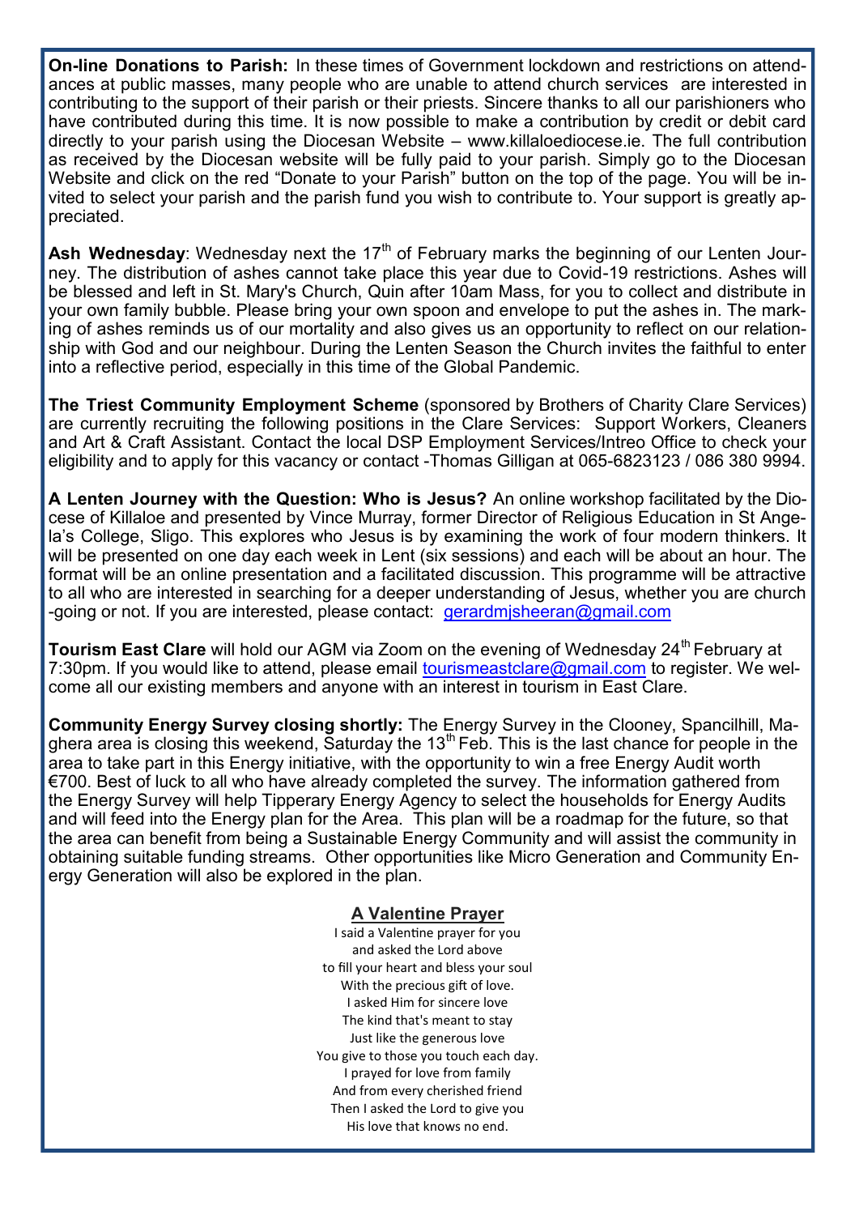**On-line Donations to Parish:** In these times of Government lockdown and restrictions on attendances at public masses, many people who are unable to attend church services are interested in contributing to the support of their parish or their priests. Sincere thanks to all our parishioners who have contributed during this time. It is now possible to make a contribution by credit or debit card directly to your parish using the Diocesan Website – www.killaloediocese.ie. The full contribution as received by the Diocesan website will be fully paid to your parish. Simply go to the Diocesan Website and click on the red "Donate to your Parish" button on the top of the page. You will be invited to select your parish and the parish fund you wish to contribute to. Your support is greatly appreciated.

**Ash Wednesday**: Wednesday next the 17th of February marks the beginning of our Lenten Journey. The distribution of ashes cannot take place this year due to Covid-19 restrictions. Ashes will be blessed and left in St. Mary's Church, Quin after 10am Mass, for you to collect and distribute in your own family bubble. Please bring your own spoon and envelope to put the ashes in. The marking of ashes reminds us of our mortality and also gives us an opportunity to reflect on our relationship with God and our neighbour. During the Lenten Season the Church invites the faithful to enter into a reflective period, especially in this time of the Global Pandemic.

**The Triest Community Employment Scheme** (sponsored by Brothers of Charity Clare Services) are currently recruiting the following positions in the Clare Services: Support Workers, Cleaners and Art & Craft Assistant. Contact the local DSP Employment Services/Intreo Office to check your eligibility and to apply for this vacancy or contact -Thomas Gilligan at 065-6823123 / 086 380 9994.

**A Lenten Journey with the Question: Who is Jesus?** An online workshop facilitated by the Diocese of Killaloe and presented by Vince Murray, former Director of Religious Education in St Angela's College, Sligo. This explores who Jesus is by examining the work of four modern thinkers. It will be presented on one day each week in Lent (six sessions) and each will be about an hour. The format will be an online presentation and a facilitated discussion. This programme will be attractive to all who are interested in searching for a deeper understanding of Jesus, whether you are church-going or not. If you are interested, please contact: gerardmjsheeran@gmail.com

**Tourism East Clare** will hold our AGM via Zoom on the evening of Wednesday 24th February at 7:30pm. If you would like to attend, please email tourismeastclare@gmail.com to register. We welcome all our existing members and anyone with an interest in tourism in East Clare.

**Community Energy Survey closing shortly:** The Energy Survey in the Clooney, Spancilhill, Maghera area is closing this weekend, Saturday the 13th Feb. This is the last chance for people in the area to take part in this Energy initiative, with the opportunity to win a free Energy Audit worth €700. Best of luck to all who have already completed the survey. The information gathered from the Energy Survey will help Tipperary Energy Agency to select the households for Energy Audits and will feed into the Energy plan for the Area. This plan will be a roadmap for the future, so that the area can benefit from being a Sustainable Energy Community and will assist the community in obtaining suitable funding streams. Other opportunities like Micro Generation and Community Energy Generation will also be explored in the plan.

## A Valentine Prayer

I said a Valentine prayer for you
and asked the Lord above
to fill your heart and bless your soul
With the precious gift of love.
I asked Him for sincere love
The kind that's meant to stay
Just like the generous love
You give to those you touch each day.
I prayed for love from family
And from every cherished friend
Then I asked the Lord to give you
His love that knows no end.